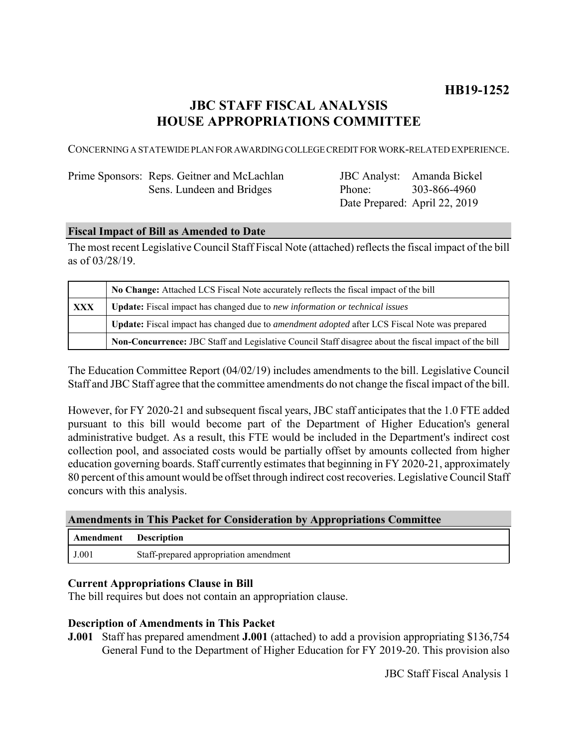**HB19-1252**

# JBC STAFF FISCAL ANALYSIS
# HOUSE APPROPRIATIONS COMMITTEE

CONCERNING A STATEWIDE PLAN FOR AWARDING COLLEGE CREDIT FOR WORK-RELATED EXPERIENCE.

| | | | |
|---|---|---|---|
| Prime Sponsors: | Reps. Geitner and McLachlan | JBC Analyst: | Amanda Bickel |
| | Sens. Lundeen and Bridges | Phone: | 303-866-4960 |
| | | Date Prepared: | April 22, 2019 |

## Fiscal Impact of Bill as Amended to Date

The most recent Legislative Council Staff Fiscal Note (attached) reflects the fiscal impact of the bill as of 03/28/19.

| | |
|---|---|
| | **No Change:** Attached LCS Fiscal Note accurately reflects the fiscal impact of the bill |
| **XXX** | **Update:** Fiscal impact has changed due to *new information or technical issues* |
| | **Update:** Fiscal impact has changed due to *amendment adopted* after LCS Fiscal Note was prepared |
| | **Non-Concurrence:** JBC Staff and Legislative Council Staff disagree about the fiscal impact of the bill |

The Education Committee Report (04/02/19) includes amendments to the bill. Legislative Council Staff and JBC Staff agree that the committee amendments do not change the fiscal impact of the bill.

However, for FY 2020-21 and subsequent fiscal years, JBC staff anticipates that the 1.0 FTE added pursuant to this bill would become part of the Department of Higher Education's general administrative budget. As a result, this FTE would be included in the Department's indirect cost collection pool, and associated costs would be partially offset by amounts collected from higher education governing boards. Staff currently estimates that beginning in FY 2020-21, approximately 80 percent of this amount would be offset through indirect cost recoveries. Legislative Council Staff concurs with this analysis.

## Amendments in This Packet for Consideration by Appropriations Committee

| Amendment | Description |
|---|---|
| J.001 | Staff-prepared appropriation amendment |

### Current Appropriations Clause in Bill

The bill requires but does not contain an appropriation clause.

### Description of Amendments in This Packet

**J.001** Staff has prepared amendment **J.001** (attached) to add a provision appropriating $136,754 General Fund to the Department of Higher Education for FY 2019-20. This provision also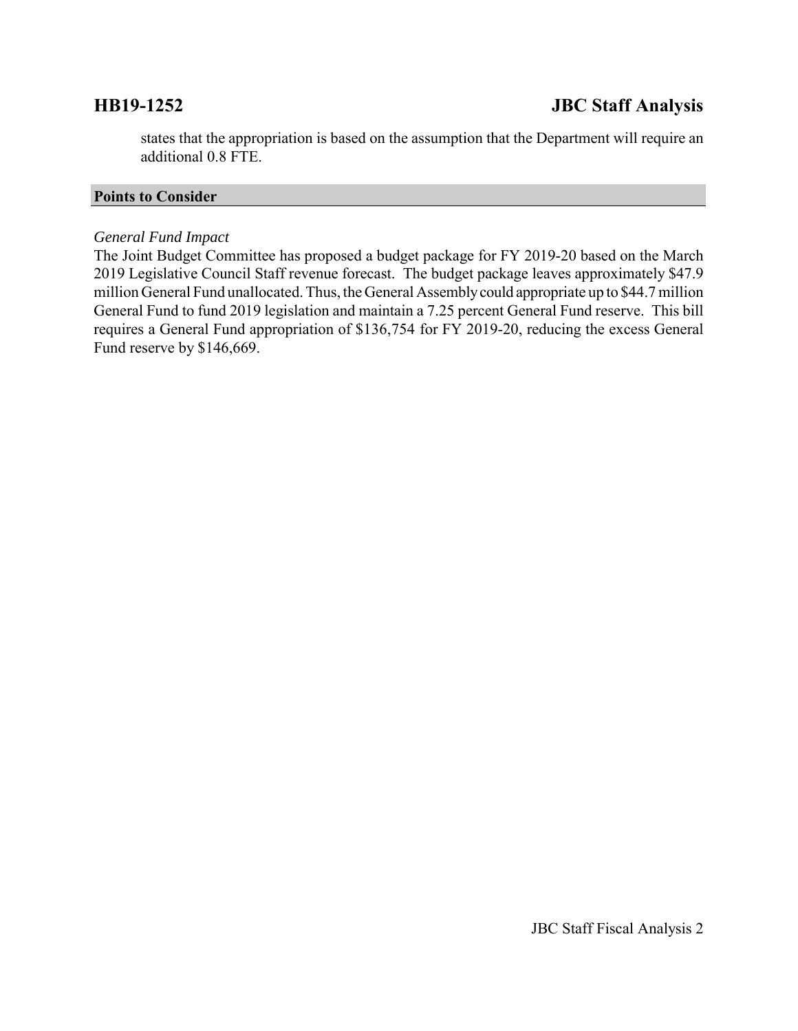states that the appropriation is based on the assumption that the Department will require an additional 0.8 FTE.

## Points to Consider

*General Fund Impact*

The Joint Budget Committee has proposed a budget package for FY 2019-20 based on the March 2019 Legislative Council Staff revenue forecast. The budget package leaves approximately $47.9 million General Fund unallocated. Thus, the General Assembly could appropriate up to $44.7 million General Fund to fund 2019 legislation and maintain a 7.25 percent General Fund reserve. This bill requires a General Fund appropriation of $136,754 for FY 2019-20, reducing the excess General Fund reserve by $146,669.